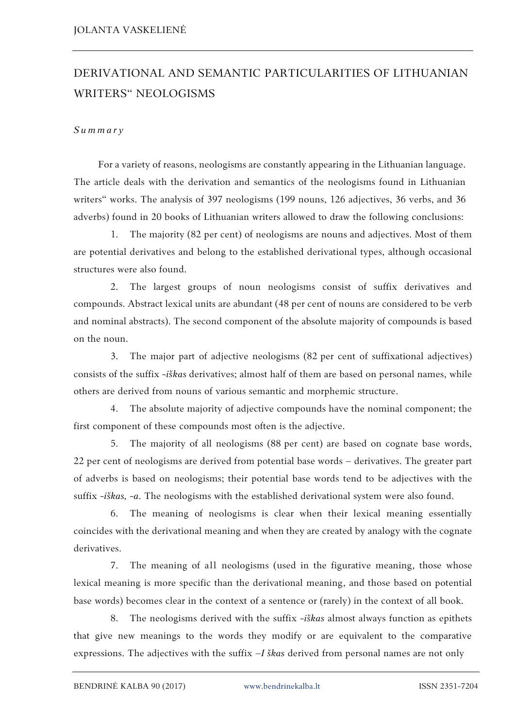JOLANTA VASKELIENĖ

# DERIVATIONAL AND SEMANTIC PARTICULARITIES OF LITHUANIAN WRITERS" NEOLOGISMS

*Summary*

For a variety of reasons, neologisms are constantly appearing in the Lithuanian language. The article deals with the derivation and semantics of the neologisms found in Lithuanian writers" works. The analysis of 397 neologisms (199 nouns, 126 adjectives, 36 verbs, and 36 adverbs) found in 20 books of Lithuanian writers allowed to draw the following conclusions:

1. The majority (82 per cent) of neologisms are nouns and adjectives. Most of them are potential derivatives and belong to the established derivational types, although occasional structures were also found.

2. The largest groups of noun neologisms consist of suffix derivatives and compounds. Abstract lexical units are abundant (48 per cent of nouns are considered to be verb and nominal abstracts). The second component of the absolute majority of compounds is based on the noun.

3. The major part of adjective neologisms (82 per cent of suffixational adjectives) consists of the suffix *-iškas* derivatives; almost half of them are based on personal names, while others are derived from nouns of various semantic and morphemic structure.

4. The absolute majority of adjective compounds have the nominal component; the first component of these compounds most often is the adjective.

5. The majority of all neologisms (88 per cent) are based on cognate base words, 22 per cent of neologisms are derived from potential base words – derivatives. The greater part of adverbs is based on neologisms; their potential base words tend to be adjectives with the suffix *-iškas, -a*. The neologisms with the established derivational system were also found.

6. The meaning of neologisms is clear when their lexical meaning essentially coincides with the derivational meaning and when they are created by analogy with the cognate derivatives.

7. The meaning of all neologisms (used in the figurative meaning, those whose lexical meaning is more specific than the derivational meaning, and those based on potential base words) becomes clear in the context of a sentence or (rarely) in the context of all book.

8. The neologisms derived with the suffix *-iškas* almost always function as epithets that give new meanings to the words they modify or are equivalent to the comparative expressions. The adjectives with the suffix *–I škas* derived from personal names are not only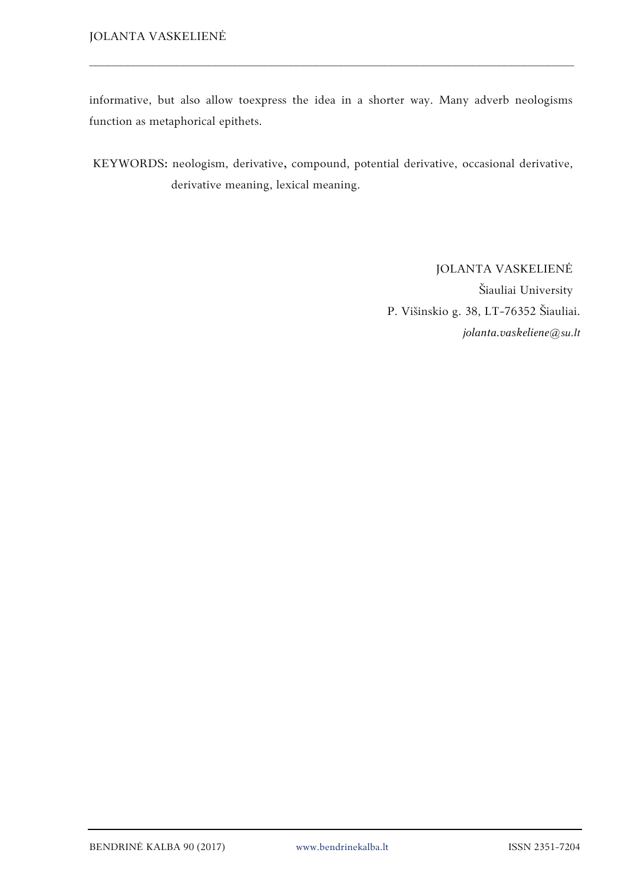informative, but also allow toexpress the idea in a shorter way. Many adverb neologisms function as metaphorical epithets.

KEYWORDS: neologism, derivative, compound, potential derivative, occasional derivative, derivative meaning, lexical meaning.

JOLANTA VASKELIENĖ
Šiauliai University
P. Višinskio g. 38, LT-76352 Šiauliai.
*jolanta.vaskeliene@su.lt*